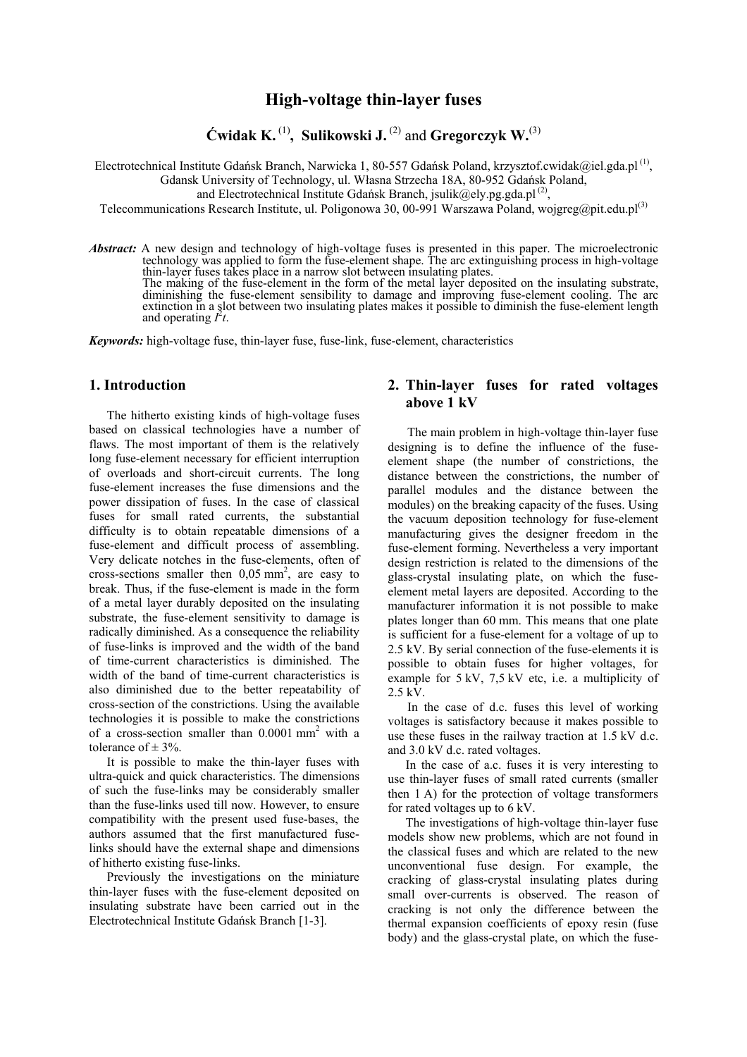# High-voltage thin-layer fuses

**Ćwidak K.** [(1)], **Sulikowski J.** [(2)] and **Gregorczyk W.**[(3)]

Electrotechnical Institute Gdańsk Branch, Narwicka 1, 80-557 Gdańsk Poland, krzysztof.cwidak@iel.gda.pl [(1)],
Gdansk University of Technology, ul. Własna Strzecha 18A, 80-952 Gdańsk Poland,
and Electrotechnical Institute Gdańsk Branch, jsulik@ely.pg.gda.pl [(2)],
Telecommunications Research Institute, ul. Poligonowa 30, 00-991 Warszawa Poland, wojgreg@pit.edu.pl[(3)]

***Abstract:*** A new design and technology of high-voltage fuses is presented in this paper. The microelectronic technology was applied to form the fuse-element shape. The arc extinguishing process in high-voltage thin-layer fuses takes place in a narrow slot between insulating plates.
The making of the fuse-element in the form of the metal layer deposited on the insulating substrate, diminishing the fuse-element sensibility to damage and improving fuse-element cooling. The arc extinction in a slot between two insulating plates makes it possible to diminish the fuse-element length and operating $I^2t$.

***Keywords:*** high-voltage fuse, thin-layer fuse, fuse-link, fuse-element, characteristics

## 1. Introduction

The hitherto existing kinds of high-voltage fuses based on classical technologies have a number of flaws. The most important of them is the relatively long fuse-element necessary for efficient interruption of overloads and short-circuit currents. The long fuse-element increases the fuse dimensions and the power dissipation of fuses. In the case of classical fuses for small rated currents, the substantial difficulty is to obtain repeatable dimensions of a fuse-element and difficult process of assembling. Very delicate notches in the fuse-elements, often of cross-sections smaller then 0,05 mm$^2$, are easy to break. Thus, if the fuse-element is made in the form of a metal layer durably deposited on the insulating substrate, the fuse-element sensitivity to damage is radically diminished. As a consequence the reliability of fuse-links is improved and the width of the band of time-current characteristics is diminished. The width of the band of time-current characteristics is also diminished due to the better repeatability of cross-section of the constrictions. Using the available technologies it is possible to make the constrictions of a cross-section smaller than 0.0001 mm$^2$ with a tolerance of ± 3%.

It is possible to make the thin-layer fuses with ultra-quick and quick characteristics. The dimensions of such the fuse-links may be considerably smaller than the fuse-links used till now. However, to ensure compatibility with the present used fuse-bases, the authors assumed that the first manufactured fuse-links should have the external shape and dimensions of hitherto existing fuse-links.

Previously the investigations on the miniature thin-layer fuses with the fuse-element deposited on insulating substrate have been carried out in the Electrotechnical Institute Gdańsk Branch [1-3].

## 2. Thin-layer fuses for rated voltages above 1 kV

The main problem in high-voltage thin-layer fuse designing is to define the influence of the fuse-element shape (the number of constrictions, the distance between the constrictions, the number of parallel modules and the distance between the modules) on the breaking capacity of the fuses. Using the vacuum deposition technology for fuse-element manufacturing gives the designer freedom in the fuse-element forming. Nevertheless a very important design restriction is related to the dimensions of the glass-crystal insulating plate, on which the fuse-element metal layers are deposited. According to the manufacturer information it is not possible to make plates longer than 60 mm. This means that one plate is sufficient for a fuse-element for a voltage of up to 2.5 kV. By serial connection of the fuse-elements it is possible to obtain fuses for higher voltages, for example for 5 kV, 7,5 kV etc, i.e. a multiplicity of 2.5 kV.

In the case of d.c. fuses this level of working voltages is satisfactory because it makes possible to use these fuses in the railway traction at 1.5 kV d.c. and 3.0 kV d.c. rated voltages.

In the case of a.c. fuses it is very interesting to use thin-layer fuses of small rated currents (smaller then 1 A) for the protection of voltage transformers for rated voltages up to 6 kV.

The investigations of high-voltage thin-layer fuse models show new problems, which are not found in the classical fuses and which are related to the new unconventional fuse design. For example, the cracking of glass-crystal insulating plates during small over-currents is observed. The reason of cracking is not only the difference between the thermal expansion coefficients of epoxy resin (fuse body) and the glass-crystal plate, on which the fuse-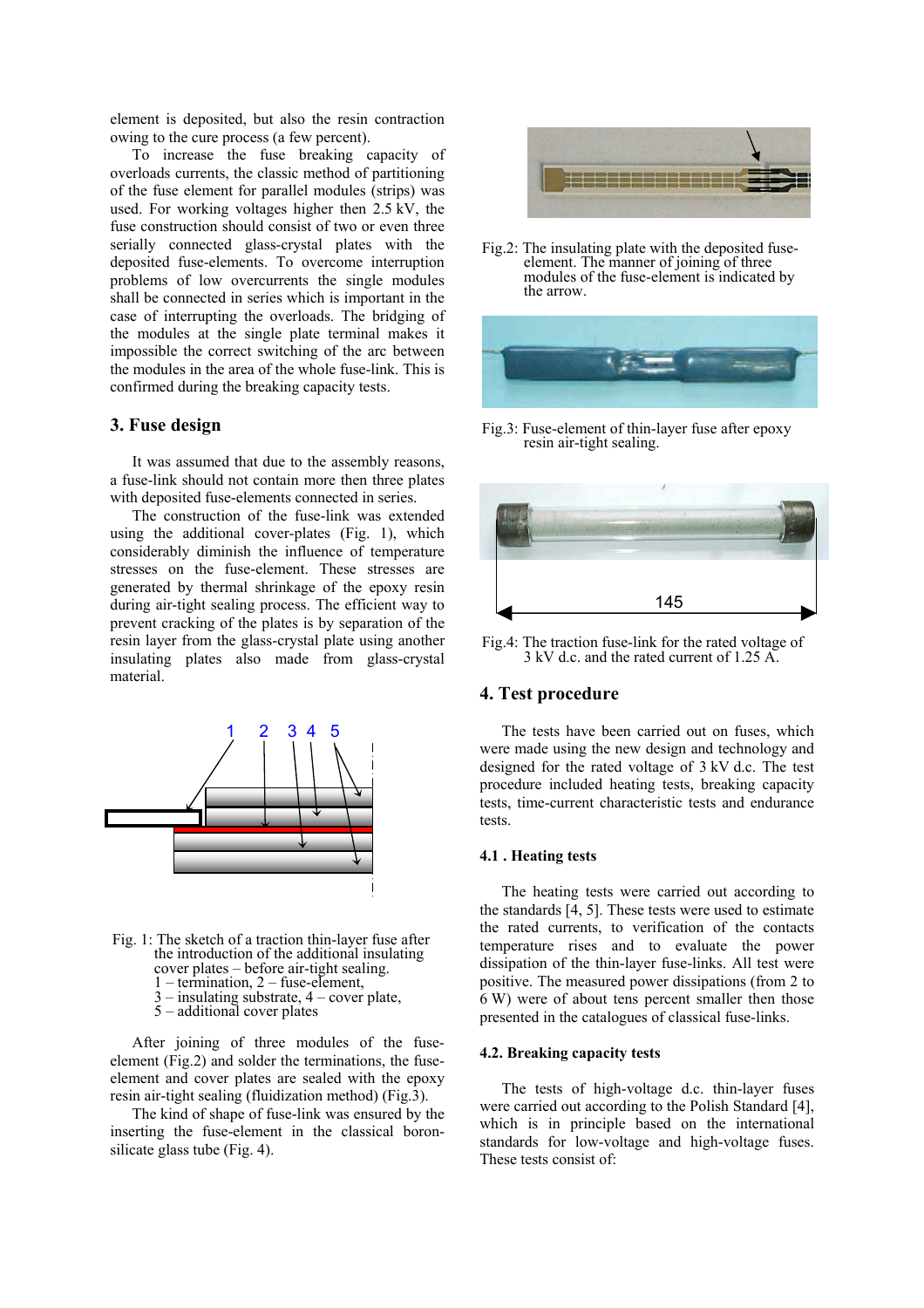element is deposited, but also the resin contraction owing to the cure process (a few percent).

To increase the fuse breaking capacity of overloads currents, the classic method of partitioning of the fuse element for parallel modules (strips) was used. For working voltages higher then 2.5 kV, the fuse construction should consist of two or even three serially connected glass-crystal plates with the deposited fuse-elements. To overcome interruption problems of low overcurrents the single modules shall be connected in series which is important in the case of interrupting the overloads. The bridging of the modules at the single plate terminal makes it impossible the correct switching of the arc between the modules in the area of the whole fuse-link. This is confirmed during the breaking capacity tests.

## 3. Fuse design

It was assumed that due to the assembly reasons, a fuse-link should not contain more then three plates with deposited fuse-elements connected in series.

The construction of the fuse-link was extended using the additional cover-plates (Fig. 1), which considerably diminish the influence of temperature stresses on the fuse-element. These stresses are generated by thermal shrinkage of the epoxy resin during air-tight sealing process. The efficient way to prevent cracking of the plates is by separation of the resin layer from the glass-crystal plate using another insulating plates also made from glass-crystal material.

Fig. 1: The sketch of a traction thin-layer fuse after the introduction of the additional insulating cover plates – before air-tight sealing.
1 – termination, 2 – fuse-element,
3 – insulating substrate, 4 – cover plate,
5 – additional cover plates

After joining of three modules of the fuse-element (Fig.2) and solder the terminations, the fuse-element and cover plates are sealed with the epoxy resin air-tight sealing (fluidization method) (Fig.3).

The kind of shape of fuse-link was ensured by the inserting the fuse-element in the classical boron-silicate glass tube (Fig. 4).

Fig.2: The insulating plate with the deposited fuse-element. The manner of joining of three modules of the fuse-element is indicated by the arrow.

Fig.3: Fuse-element of thin-layer fuse after epoxy resin air-tight sealing.

Fig.4: The traction fuse-link for the rated voltage of 3 kV d.c. and the rated current of 1.25 A.

## 4. Test procedure

The tests have been carried out on fuses, which were made using the new design and technology and designed for the rated voltage of 3 kV d.c. The test procedure included heating tests, breaking capacity tests, time-current characteristic tests and endurance tests.

### 4.1 . Heating tests

The heating tests were carried out according to the standards [4, 5]. These tests were used to estimate the rated currents, to verification of the contacts temperature rises and to evaluate the power dissipation of the thin-layer fuse-links. All test were positive. The measured power dissipations (from 2 to 6 W) were of about tens percent smaller then those presented in the catalogues of classical fuse-links.

### 4.2. Breaking capacity tests

The tests of high-voltage d.c. thin-layer fuses were carried out according to the Polish Standard [4], which is in principle based on the international standards for low-voltage and high-voltage fuses. These tests consist of: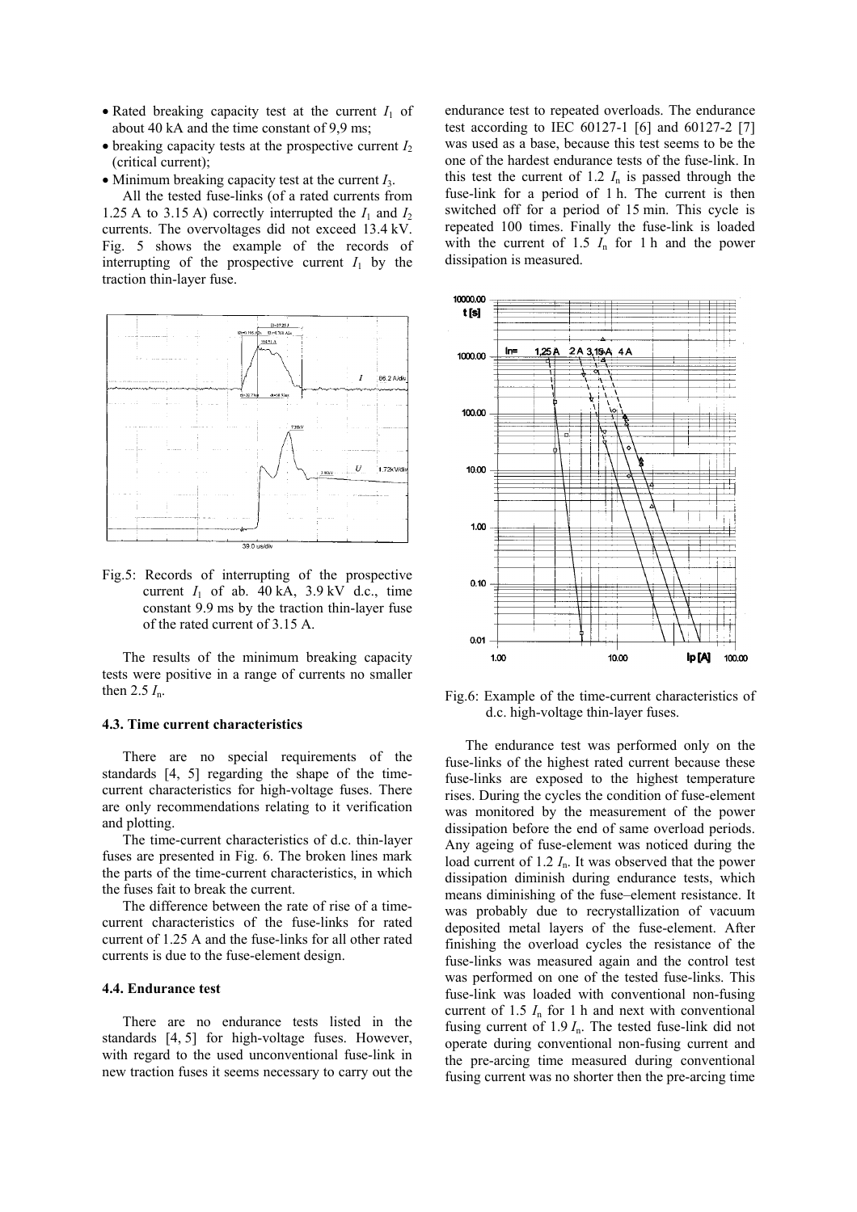- Rated breaking capacity test at the current $I_1$ of about 40 kA and the time constant of 9,9 ms;
- breaking capacity tests at the prospective current $I_2$ (critical current);
- Minimum breaking capacity test at the current $I_3$.

All the tested fuse-links (of a rated currents from 1.25 A to 3.15 A) correctly interrupted the $I_1$ and $I_2$ currents. The overvoltages did not exceed 13.4 kV. Fig. 5 shows the example of the records of interrupting of the prospective current $I_1$ by the traction thin-layer fuse.

Fig.5: Records of interrupting of the prospective current $I_1$ of ab. 40 kA, 3.9 kV d.c., time constant 9.9 ms by the traction thin-layer fuse of the rated current of 3.15 A.

The results of the minimum breaking capacity tests were positive in a range of currents no smaller then 2.5 $I_n$.

### 4.3. Time current characteristics

There are no special requirements of the standards [4, 5] regarding the shape of the time-current characteristics for high-voltage fuses. There are only recommendations relating to it verification and plotting.

The time-current characteristics of d.c. thin-layer fuses are presented in Fig. 6. The broken lines mark the parts of the time-current characteristics, in which the fuses fait to break the current.

The difference between the rate of rise of a time-current characteristics of the fuse-links for rated current of 1.25 A and the fuse-links for all other rated currents is due to the fuse-element design.

### 4.4. Endurance test

There are no endurance tests listed in the standards [4, 5] for high-voltage fuses. However, with regard to the used unconventional fuse-link in new traction fuses it seems necessary to carry out the endurance test to repeated overloads. The endurance test according to IEC 60127-1 [6] and 60127-2 [7] was used as a base, because this test seems to be the one of the hardest endurance tests of the fuse-link. In this test the current of 1.2 $I_n$ is passed through the fuse-link for a period of 1 h. The current is then switched off for a period of 15 min. This cycle is repeated 100 times. Finally the fuse-link is loaded with the current of 1.5 $I_n$ for 1 h and the power dissipation is measured.

Fig.6: Example of the time-current characteristics of d.c. high-voltage thin-layer fuses.

The endurance test was performed only on the fuse-links of the highest rated current because these fuse-links are exposed to the highest temperature rises. During the cycles the condition of fuse-element was monitored by the measurement of the power dissipation before the end of same overload periods. Any ageing of fuse-element was noticed during the load current of 1.2 $I_n$. It was observed that the power dissipation diminish during endurance tests, which means diminishing of the fuse–element resistance. It was probably due to recrystallization of vacuum deposited metal layers of the fuse-element. After finishing the overload cycles the resistance of the fuse-links was measured again and the control test was performed on one of the tested fuse-links. This fuse-link was loaded with conventional non-fusing current of 1.5 $I_n$ for 1 h and next with conventional fusing current of 1.9 $I_n$. The tested fuse-link did not operate during conventional non-fusing current and the pre-arcing time measured during conventional fusing current was no shorter then the pre-arcing time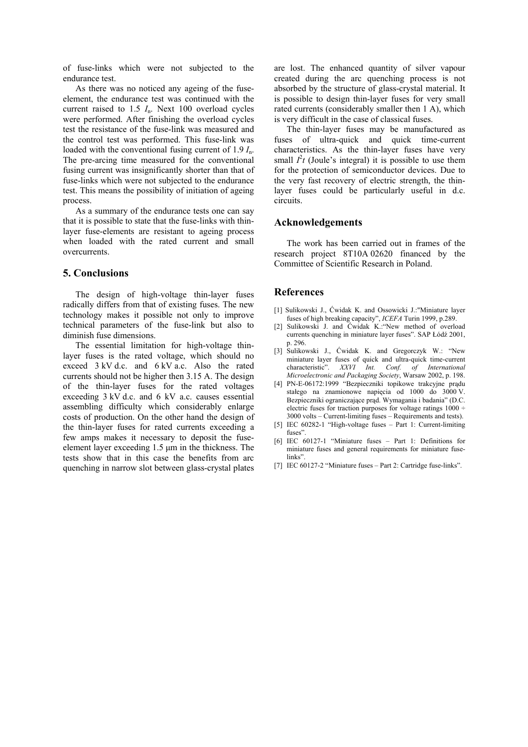of fuse-links which were not subjected to the endurance test.

As there was no noticed any ageing of the fuse-element, the endurance test was continued with the current raised to 1.5 $I_n$. Next 100 overload cycles were performed. After finishing the overload cycles test the resistance of the fuse-link was measured and the control test was performed. This fuse-link was loaded with the conventional fusing current of 1.9 $I_n$. The pre-arcing time measured for the conventional fusing current was insignificantly shorter than that of fuse-links which were not subjected to the endurance test. This means the possibility of initiation of ageing process.

As a summary of the endurance tests one can say that it is possible to state that the fuse-links with thin-layer fuse-elements are resistant to ageing process when loaded with the rated current and small overcurrents.

## 5. Conclusions

The design of high-voltage thin-layer fuses radically differs from that of existing fuses. The new technology makes it possible not only to improve technical parameters of the fuse-link but also to diminish fuse dimensions.

The essential limitation for high-voltage thin-layer fuses is the rated voltage, which should no exceed 3 kV d.c. and 6 kV a.c. Also the rated currents should not be higher then 3.15 A. The design of the thin-layer fuses for the rated voltages exceeding 3 kV d.c. and 6 kV a.c. causes essential assembling difficulty which considerably enlarge costs of production. On the other hand the design of the thin-layer fuses for rated currents exceeding a few amps makes it necessary to deposit the fuse-element layer exceeding 1.5 μm in the thickness. The tests show that in this case the benefits from arc quenching in narrow slot between glass-crystal plates are lost. The enhanced quantity of silver vapour created during the arc quenching process is not absorbed by the structure of glass-crystal material. It is possible to design thin-layer fuses for very small rated currents (considerably smaller then 1 A), which is very difficult in the case of classical fuses.

The thin-layer fuses may be manufactured as fuses of ultra-quick and quick time-current characteristics. As the thin-layer fuses have very small $I^2t$ (Joule's integral) it is possible to use them for the protection of semiconductor devices. Due to the very fast recovery of electric strength, the thin-layer fuses could be particularly useful in d.c. circuits.

## Acknowledgements

The work has been carried out in frames of the research project 8T10A 02620 financed by the Committee of Scientific Research in Poland.

## References

[1] Sulikowski J., Ćwidak K. and Ossowicki J.:"Miniature layer fuses of high breaking capacity", *ICEFA* Turin 1999, p.289.

[2] Sulikowski J. and Ćwidak K.:"New method of overload currents quenching in miniature layer fuses". SAP Łódź 2001, p. 296.

[3] Sulikowski J., Ćwidak K. and Gregorczyk W.: "New miniature layer fuses of quick and ultra-quick time-current characteristic". *XXVI Int. Conf. of International Microelectronic and Packaging Society*, Warsaw 2002, p. 198.

[4] PN-E-06172:1999 "Bezpieczniki topikowe trakcyjne prądu stałego na znamionowe napięcia od 1000 do 3000 V. Bezpieczniki ograniczające prąd. Wymagania i badania" (D.C. electric fuses for traction purposes for voltage ratings 1000 ÷ 3000 volts – Current-limiting fuses – Requirements and tests).

[5] IEC 60282-1 "High-voltage fuses – Part 1: Current-limiting fuses".

[6] IEC 60127-1 "Miniature fuses – Part 1: Definitions for miniature fuses and general requirements for miniature fuse-links".

[7] IEC 60127-2 "Miniature fuses – Part 2: Cartridge fuse-links".